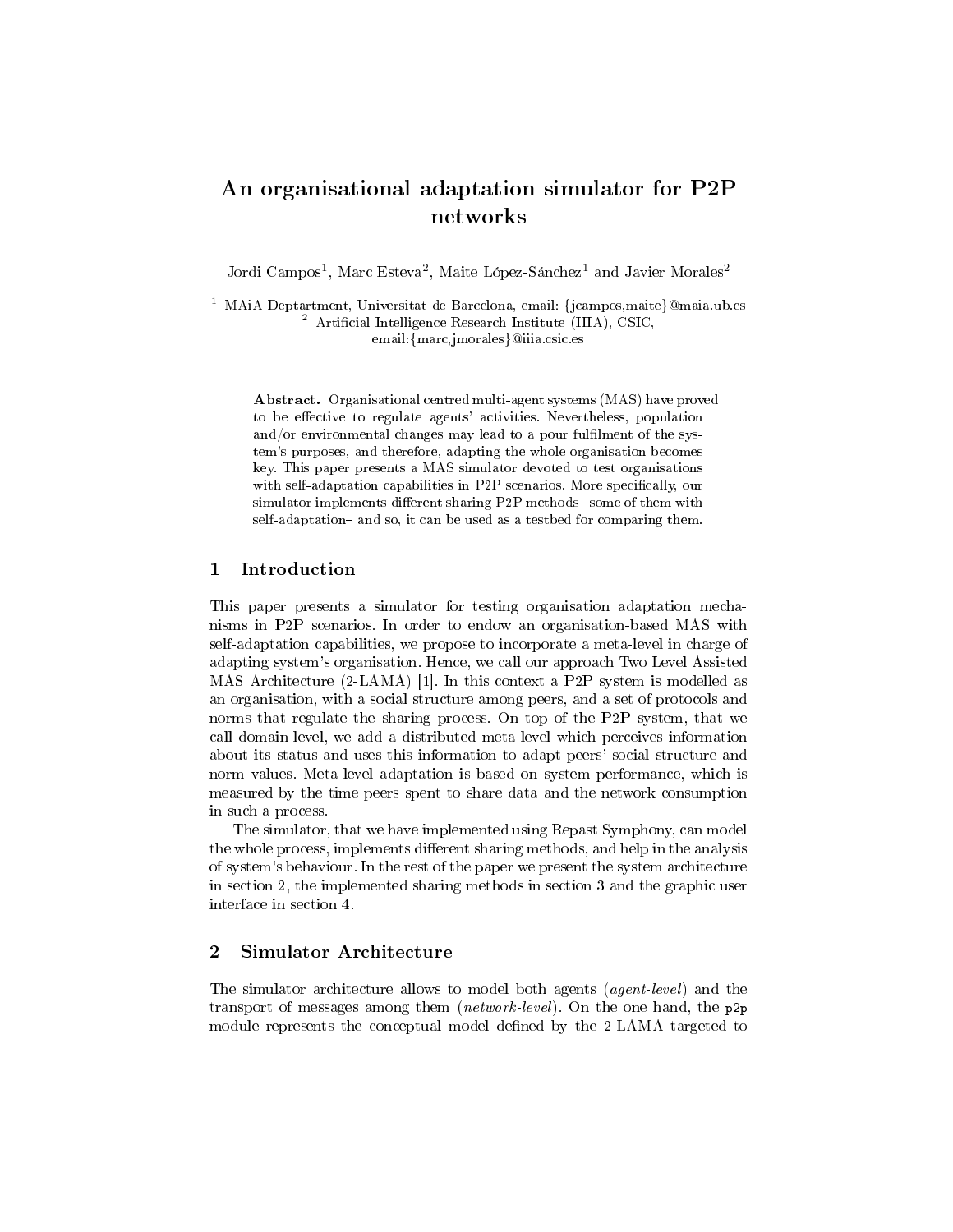# An organisational adaptation simulator for P2P networks

Jordi Campos[1], Marc Esteva[2], Maite López-Sánchez[1] and Javier Morales[2]

[1] MAiA Deptartment, Universitat de Barcelona, email: {jcampos,maite}@maia.ub.es
[2] Artificial Intelligence Research Institute (IIIA), CSIC, email:{marc,jmorales}@iiia.csic.es

**Abstract.** Organisational centred multi-agent systems (MAS) have proved to be effective to regulate agents' activities. Nevertheless, population and/or environmental changes may lead to a pour fulfilment of the system's purposes, and therefore, adapting the whole organisation becomes key. This paper presents a MAS simulator devoted to test organisations with self-adaptation capabilities in P2P scenarios. More specifically, our simulator implements different sharing P2P methods –some of them with self-adaptation– and so, it can be used as a testbed for comparing them.

## 1 Introduction

This paper presents a simulator for testing organisation adaptation mechanisms in P2P scenarios. In order to endow an organisation-based MAS with self-adaptation capabilities, we propose to incorporate a meta-level in charge of adapting system's organisation. Hence, we call our approach Two Level Assisted MAS Architecture (2-LAMA) [1]. In this context a P2P system is modelled as an organisation, with a social structure among peers, and a set of protocols and norms that regulate the sharing process. On top of the P2P system, that we call domain-level, we add a distributed meta-level which perceives information about its status and uses this information to adapt peers' social structure and norm values. Meta-level adaptation is based on system performance, which is measured by the time peers spent to share data and the network consumption in such a process.

The simulator, that we have implemented using Repast Symphony, can model the whole process, implements different sharing methods, and help in the analysis of system's behaviour. In the rest of the paper we present the system architecture in section 2, the implemented sharing methods in section 3 and the graphic user interface in section 4.

## 2 Simulator Architecture

The simulator architecture allows to model both agents (*agent-level*) and the transport of messages among them (*network-level*). On the one hand, the `p2p` module represents the conceptual model defined by the 2-LAMA targeted to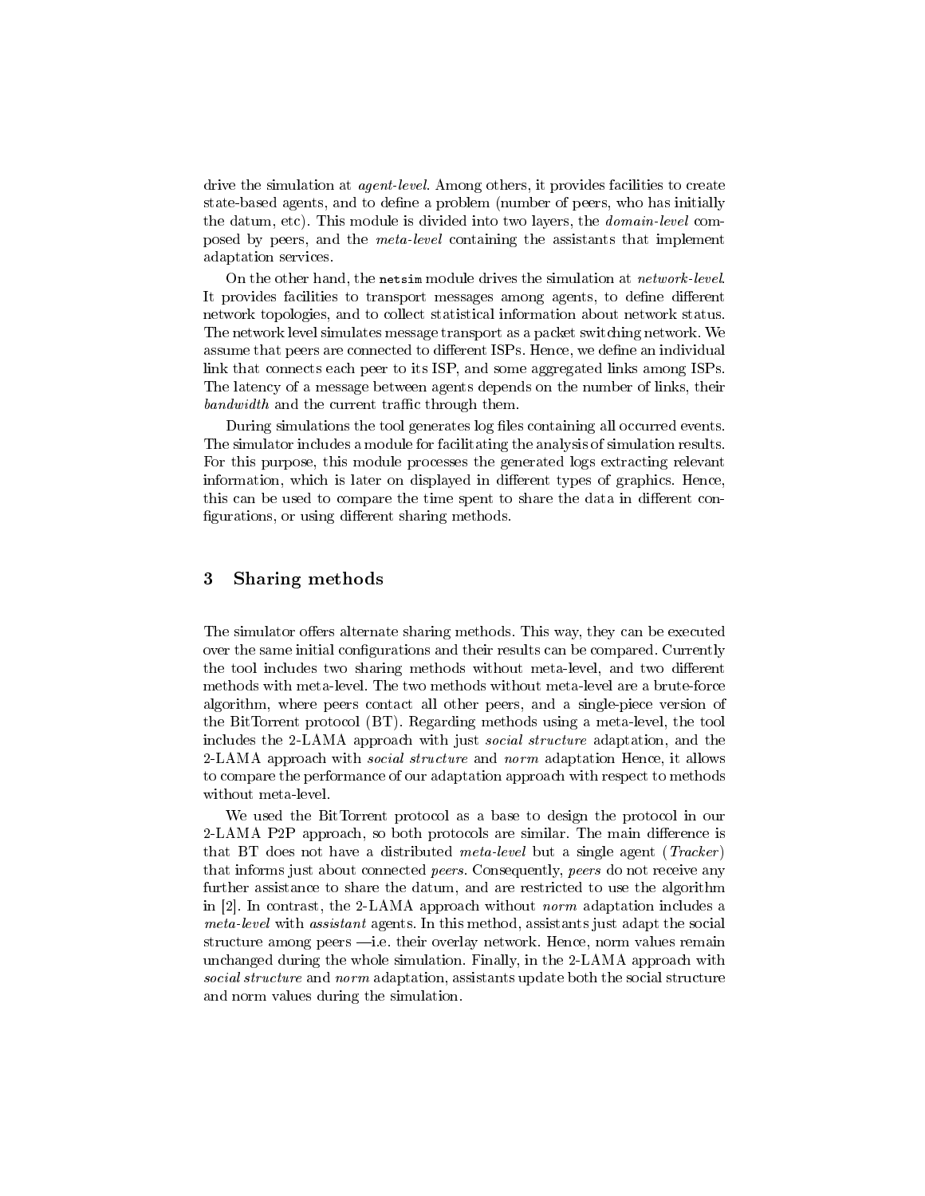drive the simulation at *agent-level*. Among others, it provides facilities to create state-based agents, and to define a problem (number of peers, who has initially the datum, etc). This module is divided into two layers, the *domain-level* composed by peers, and the *meta-level* containing the assistants that implement adaptation services.

On the other hand, the `netsim` module drives the simulation at *network-level*. It provides facilities to transport messages among agents, to define different network topologies, and to collect statistical information about network status. The network level simulates message transport as a packet switching network. We assume that peers are connected to different ISPs. Hence, we define an individual link that connects each peer to its ISP, and some aggregated links among ISPs. The latency of a message between agents depends on the number of links, their *bandwidth* and the current traffic through them.

During simulations the tool generates log files containing all occurred events. The simulator includes a module for facilitating the analysis of simulation results. For this purpose, this module processes the generated logs extracting relevant information, which is later on displayed in different types of graphics. Hence, this can be used to compare the time spent to share the data in different configurations, or using different sharing methods.

## 3 Sharing methods

The simulator offers alternate sharing methods. This way, they can be executed over the same initial configurations and their results can be compared. Currently the tool includes two sharing methods without meta-level, and two different methods with meta-level. The two methods without meta-level are a brute-force algorithm, where peers contact all other peers, and a single-piece version of the BitTorrent protocol (BT). Regarding methods using a meta-level, the tool includes the 2-LAMA approach with just *social structure* adaptation, and the 2-LAMA approach with *social structure* and *norm* adaptation Hence, it allows to compare the performance of our adaptation approach with respect to methods without meta-level.

We used the BitTorrent protocol as a base to design the protocol in our 2-LAMA P2P approach, so both protocols are similar. The main difference is that BT does not have a distributed *meta-level* but a single agent (*Tracker*) that informs just about connected *peers*. Consequently, *peers* do not receive any further assistance to share the datum, and are restricted to use the algorithm in [2]. In contrast, the 2-LAMA approach without *norm* adaptation includes a *meta-level* with *assistant* agents. In this method, assistants just adapt the social structure among peers —i.e. their overlay network. Hence, norm values remain unchanged during the whole simulation. Finally, in the 2-LAMA approach with *social structure* and *norm* adaptation, assistants update both the social structure and norm values during the simulation.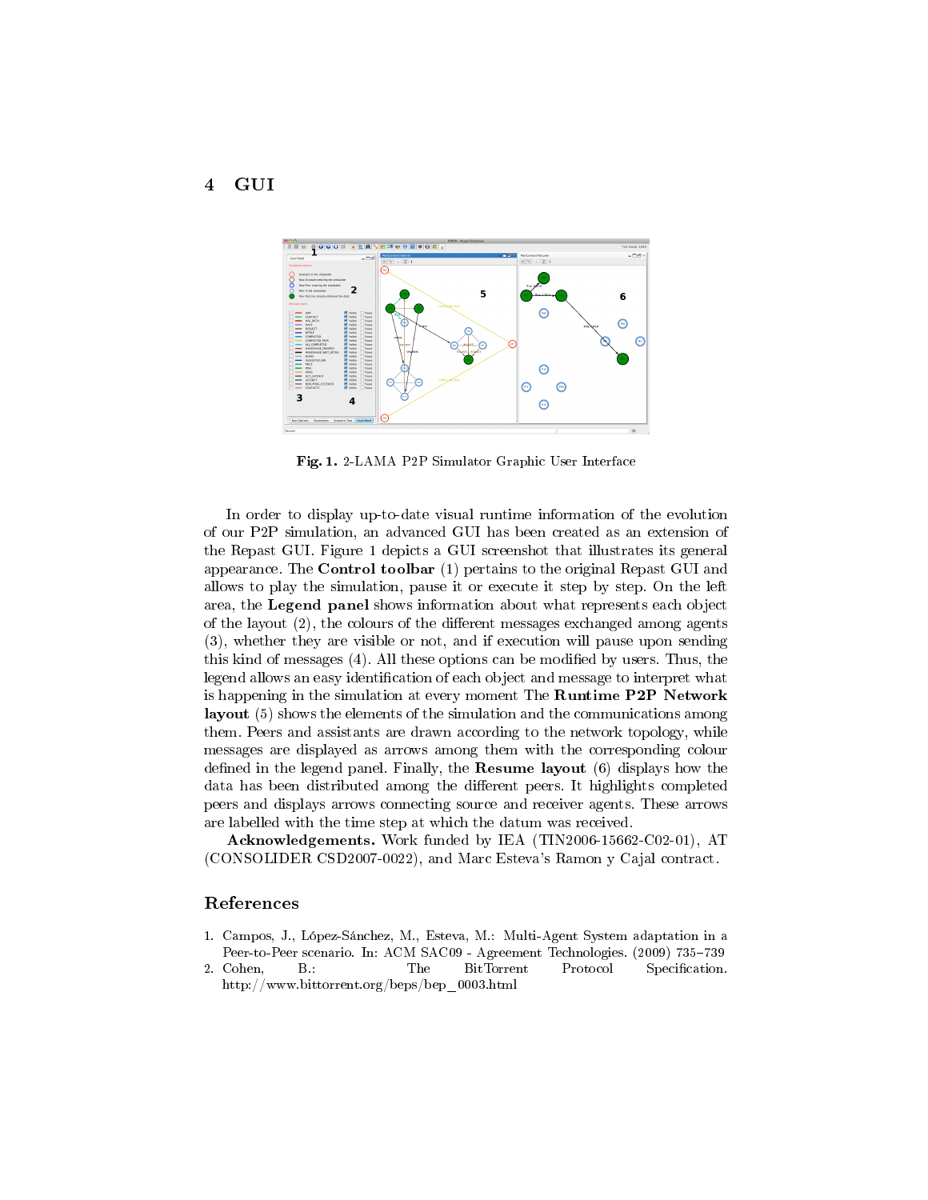## 4 GUI

**Fig. 1.** 2-LAMA P2P Simulator Graphic User Interface

In order to display up-to-date visual runtime information of the evolution of our P2P simulation, an advanced GUI has been created as an extension of the Repast GUI. Figure 1 depicts a GUI screenshot that illustrates its general appearance. The **Control toolbar** (1) pertains to the original Repast GUI and allows to play the simulation, pause it or execute it step by step. On the left area, the **Legend panel** shows information about what represents each object of the layout (2), the colours of the different messages exchanged among agents (3), whether they are visible or not, and if execution will pause upon sending this kind of messages (4). All these options can be modified by users. Thus, the legend allows an easy identification of each object and message to interpret what is happening in the simulation at every moment The **Runtime P2P Network layout** (5) shows the elements of the simulation and the communications among them. Peers and assistants are drawn according to the network topology, while messages are displayed as arrows among them with the corresponding colour defined in the legend panel. Finally, the **Resume layout** (6) displays how the data has been distributed among the different peers. It highlights completed peers and displays arrows connecting source and receiver agents. These arrows are labelled with the time step at which the datum was received.

**Acknowledgements.** Work funded by IEA (TIN2006-15662-C02-01), AT (CONSOLIDER CSD2007-0022), and Marc Esteva's Ramon y Cajal contract.

## References

1. Campos, J., López-Sánchez, M., Esteva, M.: Multi-Agent System adaptation in a Peer-to-Peer scenario. In: ACM SAC09 - Agreement Technologies. (2009) 735–739
2. Cohen, B.: The BitTorrent Protocol Specification. http://www.bittorrent.org/beps/bep_0003.html